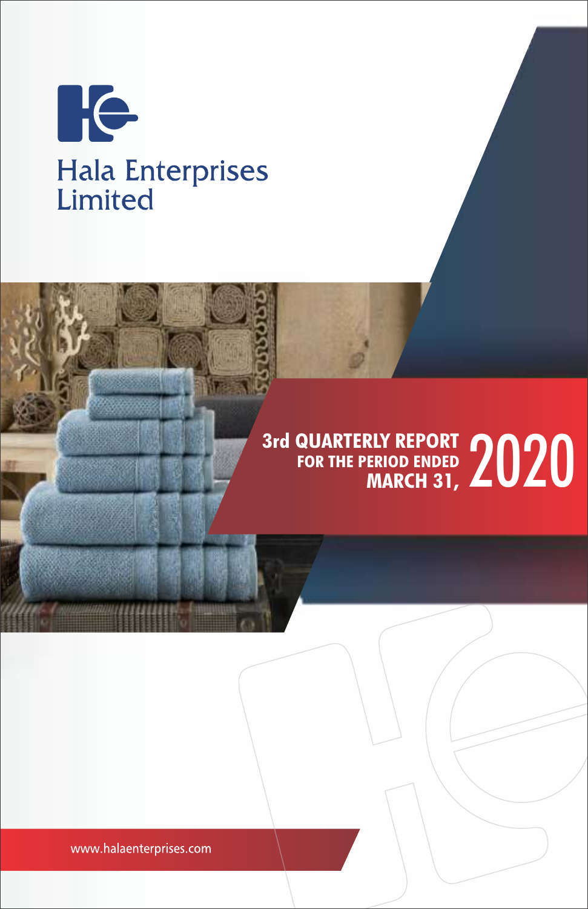# Hala Enterprises Limited

## 3rd QUARTERLY REPORT FOR THE PERIOD ENDED MARCH 31, 2020

www.halaenterprises.com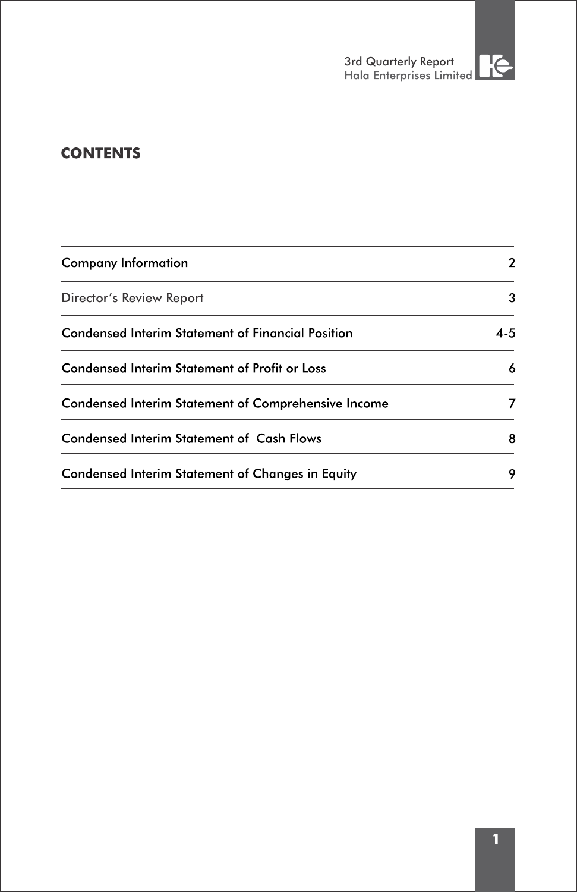# CONTENTS

| | |
|---|---|
| Company Information | 2 |
| Director's Review Report | 3 |
| Condensed Interim Statement of Financial Position | 4-5 |
| Condensed Interim Statement of Profit or Loss | 6 |
| Condensed Interim Statement of Comprehensive Income | 7 |
| Condensed Interim Statement of Cash Flows | 8 |
| Condensed Interim Statement of Changes in Equity | 9 |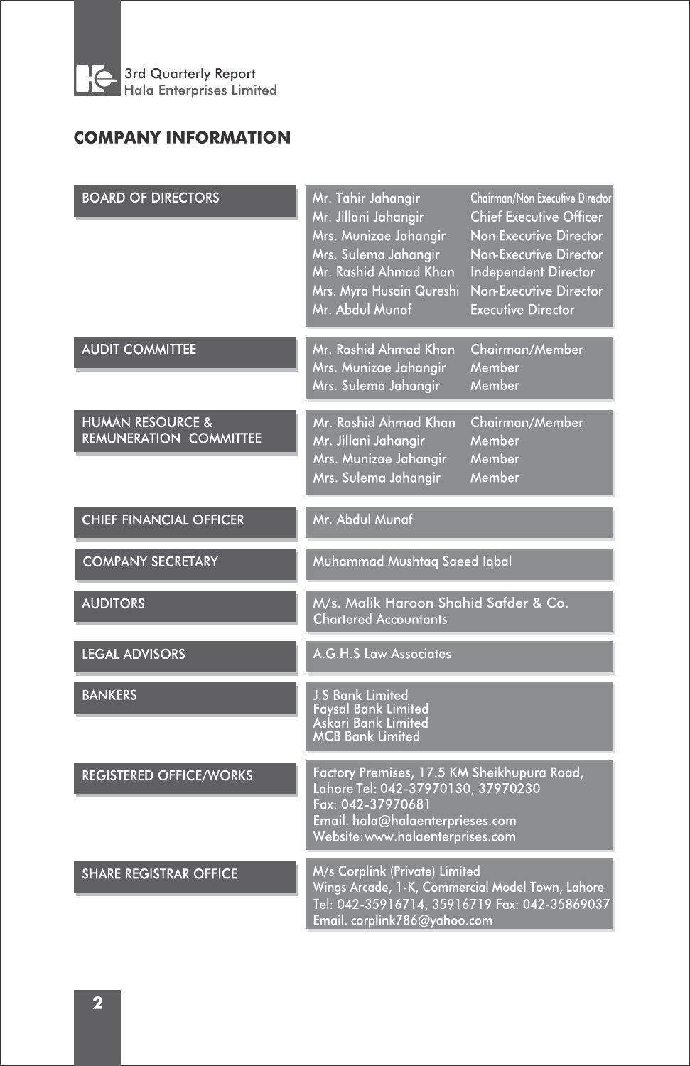## COMPANY INFORMATION

| | | |
|---|---|---|
| **BOARD OF DIRECTORS** | Mr. Tahir Jahangir | Chairman/Non Executive Director |
| | Mr. Jillani Jahangir | Chief Executive Officer |
| | Mrs. Munizae Jahangir | Non-Executive Director |
| | Mrs. Sulema Jahangir | Non-Executive Director |
| | Mr. Rashid Ahmad Khan | Independent Director |
| | Mrs. Myra Husain Qureshi | Non-Executive Director |
| | Mr. Abdul Munaf | Executive Director |
| **AUDIT COMMITTEE** | Mr. Rashid Ahmad Khan | Chairman/Member |
| | Mrs. Munizae Jahangir | Member |
| | Mrs. Sulema Jahangir | Member |
| **HUMAN RESOURCE & REMUNERATION COMMITTEE** | Mr. Rashid Ahmad Khan | Chairman/Member |
| | Mr. Jillani Jahangir | Member |
| | Mrs. Munizae Jahangir | Member |
| | Mrs. Sulema Jahangir | Member |
| **CHIEF FINANCIAL OFFICER** | Mr. Abdul Munaf | |
| **COMPANY SECRETARY** | Muhammad Mushtaq Saeed Iqbal | |
| **AUDITORS** | M/s. Malik Haroon Shahid Safder & Co. Chartered Accountants | |
| **LEGAL ADVISORS** | A.G.H.S Law Associates | |
| **BANKERS** | J.S Bank Limited<br>Faysal Bank Limited<br>Askari Bank Limited<br>MCB Bank Limited | |
| **REGISTERED OFFICE/WORKS** | Factory Premises, 17.5 KM Sheikhupura Road, Lahore Tel: 042-37970130, 37970230<br>Fax: 042-37970681<br>Email. hala@halaenterprieses.com<br>Website: www.halaenterprises.com | |
| **SHARE REGISTRAR OFFICE** | M/s Corplink (Private) Limited<br>Wings Arcade, 1-K, Commercial Model Town, Lahore<br>Tel: 042-35916714, 35916719 Fax: 042-35869037<br>Email. corplink786@yahoo.com | |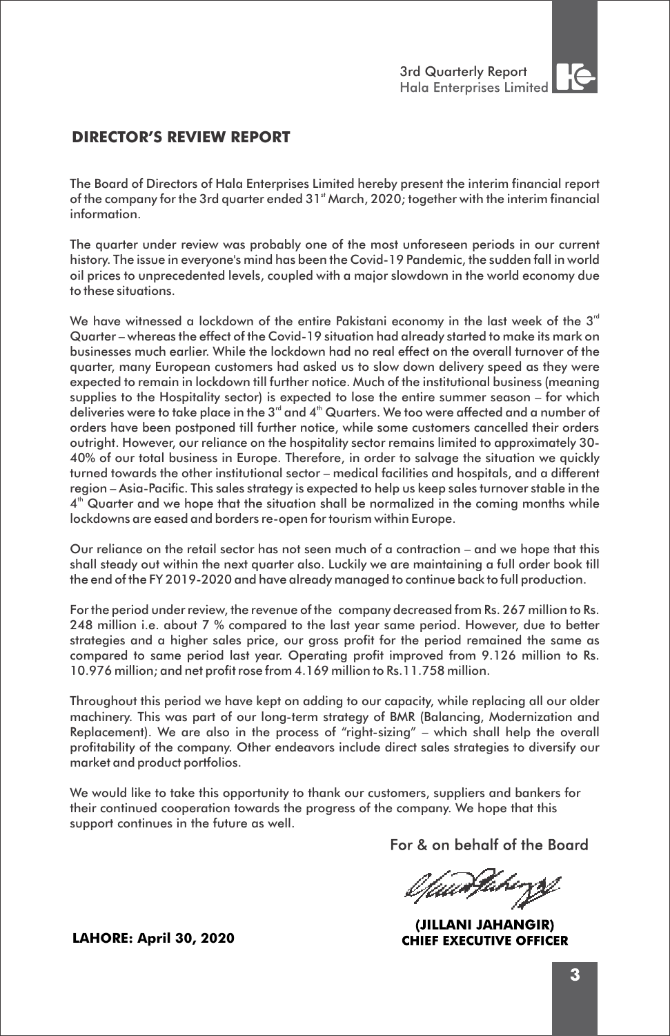## DIRECTOR'S REVIEW REPORT

The Board of Directors of Hala Enterprises Limited hereby present the interim financial report of the company for the 3rd quarter ended 31st March, 2020; together with the interim financial information.

The quarter under review was probably one of the most unforeseen periods in our current history. The issue in everyone's mind has been the Covid-19 Pandemic, the sudden fall in world oil prices to unprecedented levels, coupled with a major slowdown in the world economy due to these situations.

We have witnessed a lockdown of the entire Pakistani economy in the last week of the 3rd Quarter – whereas the effect of the Covid-19 situation had already started to make its mark on businesses much earlier. While the lockdown had no real effect on the overall turnover of the quarter, many European customers had asked us to slow down delivery speed as they were expected to remain in lockdown till further notice. Much of the institutional business (meaning supplies to the Hospitality sector) is expected to lose the entire summer season – for which deliveries were to take place in the 3rd and 4th Quarters. We too were affected and a number of orders have been postponed till further notice, while some customers cancelled their orders outright. However, our reliance on the hospitality sector remains limited to approximately 30-40% of our total business in Europe. Therefore, in order to salvage the situation we quickly turned towards the other institutional sector – medical facilities and hospitals, and a different region – Asia-Pacific. This sales strategy is expected to help us keep sales turnover stable in the 4th Quarter and we hope that the situation shall be normalized in the coming months while lockdowns are eased and borders re-open for tourism within Europe.

Our reliance on the retail sector has not seen much of a contraction – and we hope that this shall steady out within the next quarter also. Luckily we are maintaining a full order book till the end of the FY 2019-2020 and have already managed to continue back to full production.

For the period under review, the revenue of the company decreased from Rs. 267 million to Rs. 248 million i.e. about 7 % compared to the last year same period. However, due to better strategies and a higher sales price, our gross profit for the period remained the same as compared to same period last year. Operating profit improved from 9.126 million to Rs. 10.976 million; and net profit rose from 4.169 million to Rs.11.758 million.

Throughout this period we have kept on adding to our capacity, while replacing all our older machinery. This was part of our long-term strategy of BMR (Balancing, Modernization and Replacement). We are also in the process of "right-sizing" – which shall help the overall profitability of the company. Other endeavors include direct sales strategies to diversify our market and product portfolios.

We would like to take this opportunity to thank our customers, suppliers and bankers for their continued cooperation towards the progress of the company. We hope that this support continues in the future as well.

For & on behalf of the Board

**(JILLANI JAHANGIR)**
**CHIEF EXECUTIVE OFFICER**

**LAHORE: April 30, 2020**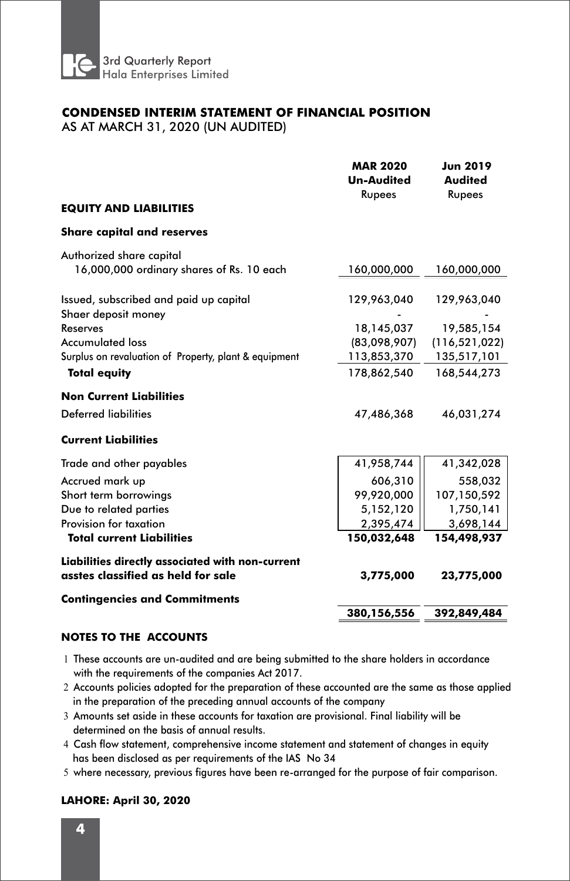## CONDENSED INTERIM STATEMENT OF FINANCIAL POSITION
AS AT MARCH 31, 2020 (UN AUDITED)

| | MAR 2020 Un-Audited Rupees | Jun 2019 Audited Rupees |
|---|---|---|
| **EQUITY AND LIABILITIES** | | |
| **Share capital and reserves** | | |
| Authorized share capital | | |
| 16,000,000 ordinary shares of Rs. 10 each | 160,000,000 | 160,000,000 |
| Issued, subscribed and paid up capital | 129,963,040 | 129,963,040 |
| Shaer deposit money | - | - |
| Reserves | 18,145,037 | 19,585,154 |
| Accumulated loss | (83,098,907) | (116,521,022) |
| Surplus on revaluation of Property, plant & equipment | 113,853,370 | 135,517,101 |
| **Total equity** | 178,862,540 | 168,544,273 |
| **Non Current Liabilities** | | |
| Deferred liabilities | 47,486,368 | 46,031,274 |
| **Current Liabilities** | | |
| Trade and other payables | 41,958,744 | 41,342,028 |
| Accrued mark up | 606,310 | 558,032 |
| Short term borrowings | 99,920,000 | 107,150,592 |
| Due to related parties | 5,152,120 | 1,750,141 |
| Provision for taxation | 2,395,474 | 3,698,144 |
| **Total current Liabilities** | **150,032,648** | **154,498,937** |
| **Liabilities directly associated with non-current asstes classified as held for sale** | **3,775,000** | **23,775,000** |
| **Contingencies and Commitments** | | |
| | **380,156,556** | **392,849,484** |

### NOTES TO THE ACCOUNTS

1. These accounts are un-audited and are being submitted to the share holders in accordance with the requirements of the companies Act 2017.
2. Accounts policies adopted for the preparation of these accounted are the same as those applied in the preparation of the preceding annual accounts of the company
3. Amounts set aside in these accounts for taxation are provisional. Final liability will be determined on the basis of annual results.
4. Cash flow statement, comprehensive income statement and statement of changes in equity has been disclosed as per requirements of the IAS No 34
5. where necessary, previous figures have been re-arranged for the purpose of fair comparison.

**LAHORE: April 30, 2020**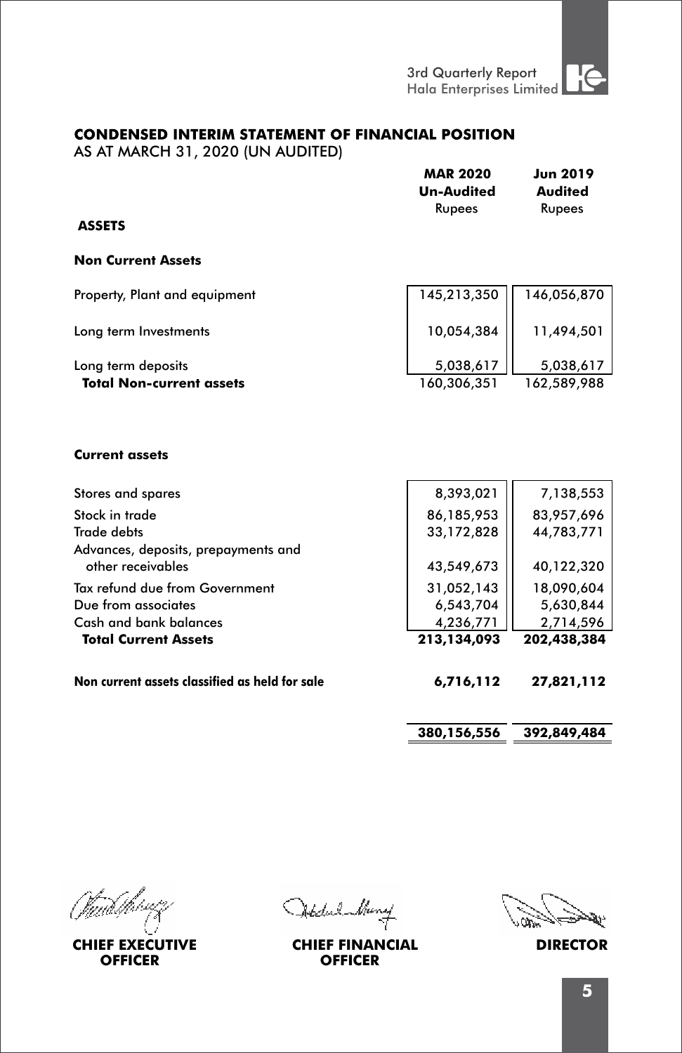## CONDENSED INTERIM STATEMENT OF FINANCIAL POSITION

AS AT MARCH 31, 2020 (UN AUDITED)

| | MAR 2020 Un-Audited Rupees | Jun 2019 Audited Rupees |
|---|---|---|
| **ASSETS** | | |
| **Non Current Assets** | | |
| Property, Plant and equipment | 145,213,350 | 146,056,870 |
| Long term Investments | 10,054,384 | 11,494,501 |
| Long term deposits | 5,038,617 | 5,038,617 |
| **Total Non-current assets** | 160,306,351 | 162,589,988 |
| **Current assets** | | |
| Stores and spares | 8,393,021 | 7,138,553 |
| Stock in trade | 86,185,953 | 83,957,696 |
| Trade debts | 33,172,828 | 44,783,771 |
| Advances, deposits, prepayments and other receivables | 43,549,673 | 40,122,320 |
| Tax refund due from Government | 31,052,143 | 18,090,604 |
| Due from associates | 6,543,704 | 5,630,844 |
| Cash and bank balances | 4,236,771 | 2,714,596 |
| **Total Current Assets** | **213,134,093** | **202,438,384** |
| **Non current assets classified as held for sale** | **6,716,112** | **27,821,112** |
| | **380,156,556** | **392,849,484** |

**CHIEF EXECUTIVE OFFICER** **CHIEF FINANCIAL OFFICER** **DIRECTOR**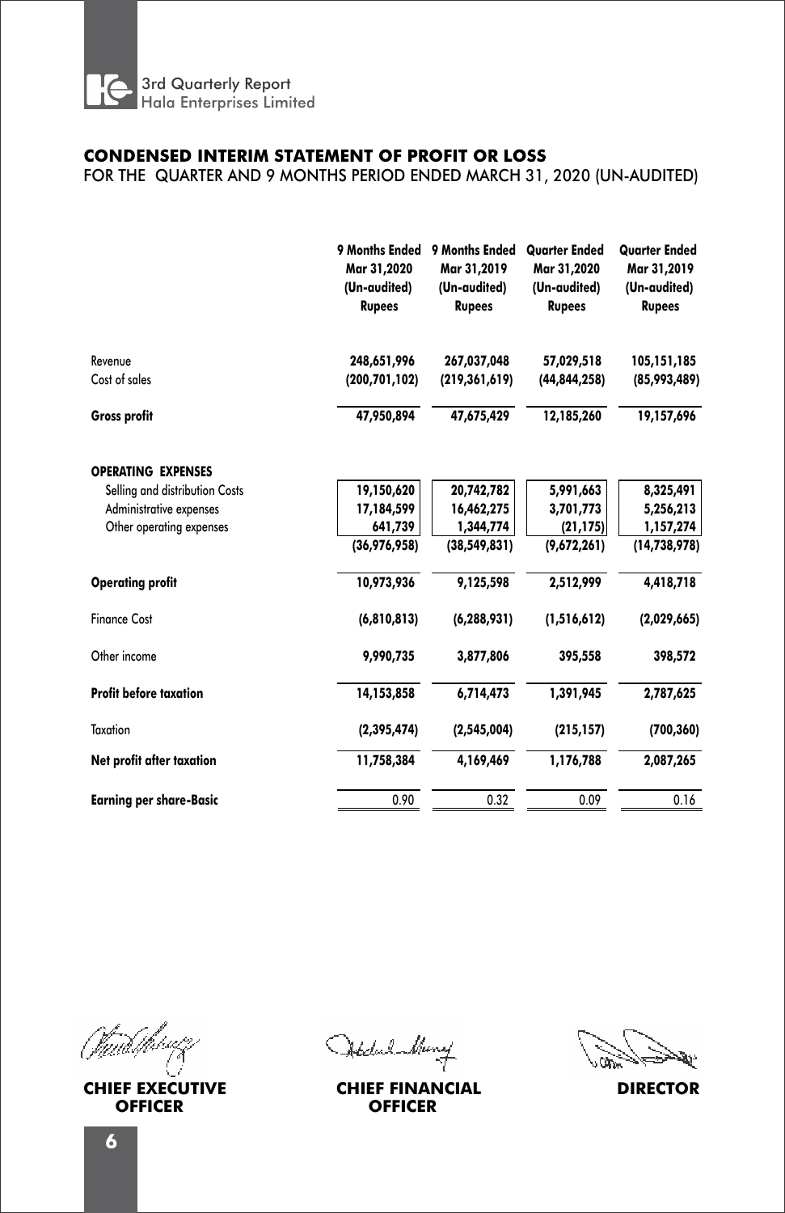## CONDENSED INTERIM STATEMENT OF PROFIT OR LOSS

FOR THE QUARTER AND 9 MONTHS PERIOD ENDED MARCH 31, 2020 (UN-AUDITED)

| | 9 Months Ended Mar 31,2020 (Un-audited) Rupees | 9 Months Ended Mar 31,2019 (Un-audited) Rupees | Quarter Ended Mar 31,2020 (Un-audited) Rupees | Quarter Ended Mar 31,2019 (Un-audited) Rupees |
|---|---|---|---|---|
| Revenue | 248,651,996 | 267,037,048 | 57,029,518 | 105,151,185 |
| Cost of sales | (200,701,102) | (219,361,619) | (44,844,258) | (85,993,489) |
| **Gross profit** | 47,950,894 | 47,675,429 | 12,185,260 | 19,157,696 |
| **OPERATING EXPENSES** | | | | |
| Selling and distribution Costs | 19,150,620 | 20,742,782 | 5,991,663 | 8,325,491 |
| Administrative expenses | 17,184,599 | 16,462,275 | 3,701,773 | 5,256,213 |
| Other operating expenses | 641,739 | 1,344,774 | (21,175) | 1,157,274 |
| | (36,976,958) | (38,549,831) | (9,672,261) | (14,738,978) |
| **Operating profit** | 10,973,936 | 9,125,598 | 2,512,999 | 4,418,718 |
| Finance Cost | (6,810,813) | (6,288,931) | (1,516,612) | (2,029,665) |
| Other income | 9,990,735 | 3,877,806 | 395,558 | 398,572 |
| **Profit before taxation** | 14,153,858 | 6,714,473 | 1,391,945 | 2,787,625 |
| Taxation | (2,395,474) | (2,545,004) | (215,157) | (700,360) |
| **Net profit after taxation** | 11,758,384 | 4,169,469 | 1,176,788 | 2,087,265 |
| **Earning per share-Basic** | 0.90 | 0.32 | 0.09 | 0.16 |

**CHIEF EXECUTIVE OFFICER** | **CHIEF FINANCIAL OFFICER** | **DIRECTOR**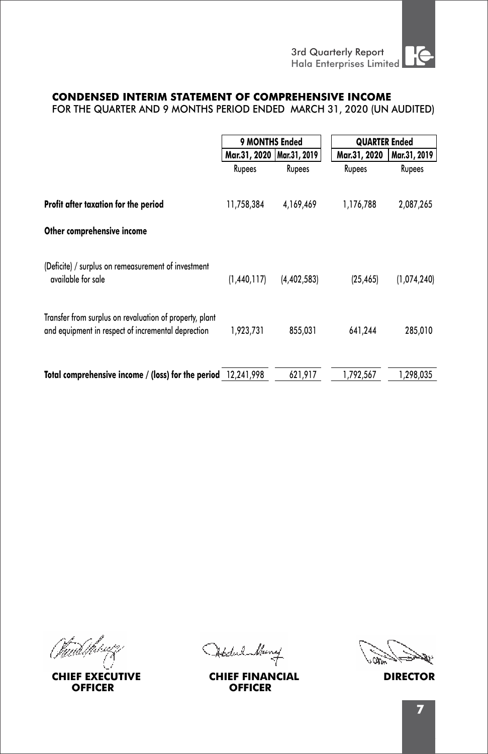## CONDENSED INTERIM STATEMENT OF COMPREHENSIVE INCOME

FOR THE QUARTER AND 9 MONTHS PERIOD ENDED MARCH 31, 2020 (UN AUDITED)

| | 9 MONTHS Ended | | QUARTER Ended | |
|---|---|---|---|---|
| | Mar.31, 2020 | Mar.31, 2019 | Mar.31, 2020 | Mar.31, 2019 |
| | Rupees | Rupees | Rupees | Rupees |
| **Profit after taxation for the period** | 11,758,384 | 4,169,469 | 1,176,788 | 2,087,265 |
| **Other comprehensive income** | | | | |
| (Deficite) / surplus on remeasurement of investment available for sale | (1,440,117) | (4,402,583) | (25,465) | (1,074,240) |
| Transfer from surplus on revaluation of property, plant and equipment in respect of incremental deprection | 1,923,731 | 855,031 | 641,244 | 285,010 |
| **Total comprehensive income / (loss) for the period** | 12,241,998 | 621,917 | 1,792,567 | 1,298,035 |

**CHIEF EXECUTIVE OFFICER** **CHIEF FINANCIAL OFFICER** **DIRECTOR**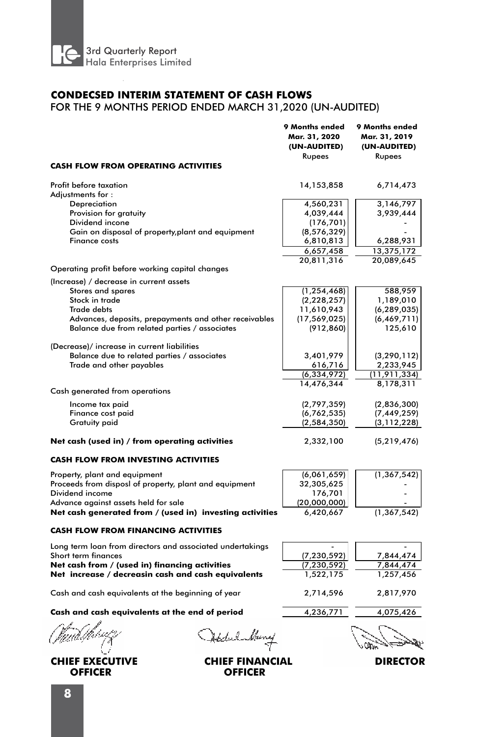## CONDECSED INTERIM STATEMENT OF CASH FLOWS

FOR THE 9 MONTHS PERIOD ENDED MARCH 31,2020 (UN-AUDITED)

| | 9 Months ended Mar. 31, 2020 (UN-AUDITED) Rupees | 9 Months ended Mar. 31, 2019 (UN-AUDITED) Rupees |
|---|---|---|
| **CASH FLOW FROM OPERATING ACTIVITIES** | | |
| Profit before taxation | 14,153,858 | 6,714,473 |
| Adjustments for : | | |
| Depreciation | 4,560,231 | 3,146,797 |
| Provision for gratuity | 4,039,444 | 3,939,444 |
| Dividend incone | (176,701) | - |
| Gain on disposal of property,plant and equipment | (8,576,329) | - |
| Finance costs | 6,810,813 | 6,288,931 |
| | 6,657,458 | 13,375,172 |
| Operating profit before working capital changes | 20,811,316 | 20,089,645 |
| (Increase) / decrease in current assets | | |
| Stores and spares | (1,254,468) | 588,959 |
| Stock in trade | (2,228,257) | 1,189,010 |
| Trade debts | 11,610,943 | (6,289,035) |
| Advances, deposits, prepayments and other receivables | (17,569,025) | (6,469,711) |
| Balance due from related parties / associates | (912,860) | 125,610 |
| (Decrease)/ increase in current liabilities | | |
| Balance due to related parties / associates | 3,401,979 | (3,290,112) |
| Trade and other payables | 616,716 | 2,233,945 |
| | (6,334,972) | (11,911,334) |
| Cash generated from operations | 14,476,344 | 8,178,311 |
| Income tax paid | (2,797,359) | (2,836,300) |
| Finance cost paid | (6,762,535) | (7,449,259) |
| Gratuity paid | (2,584,350) | (3,112,228) |
| **Net cash (used in) / from operating activities** | 2,332,100 | (5,219,476) |
| **CASH FLOW FROM INVESTING ACTIVITIES** | | |
| Property, plant and equipment | (6,061,659) | (1,367,542) |
| Proceeds from disposl of property, plant and equipment | 32,305,625 | - |
| Dividend income | 176,701 | - |
| Advance against assets held for sale | (20,000,000) | - |
| **Net cash generated from / (used in) investing activities** | 6,420,667 | (1,367,542) |
| **CASH FLOW FROM FINANCING ACTIVITIES** | | |
| Long term loan from directors and associated undertakings | - | - |
| Short term finances | (7,230,592) | 7,844,474 |
| **Net cash from / (used in) financing activities** | (7,230,592) | 7,844,474 |
| **Net increase / decreasin cash and cash equivalents** | 1,522,175 | 1,257,456 |
| Cash and cash equivalents at the beginning of year | 2,714,596 | 2,817,970 |
| **Cash and cash equivalents at the end of period** | 4,236,771 | 4,075,426 |

**CHIEF EXECUTIVE OFFICER** | **CHIEF FINANCIAL OFFICER** | **DIRECTOR**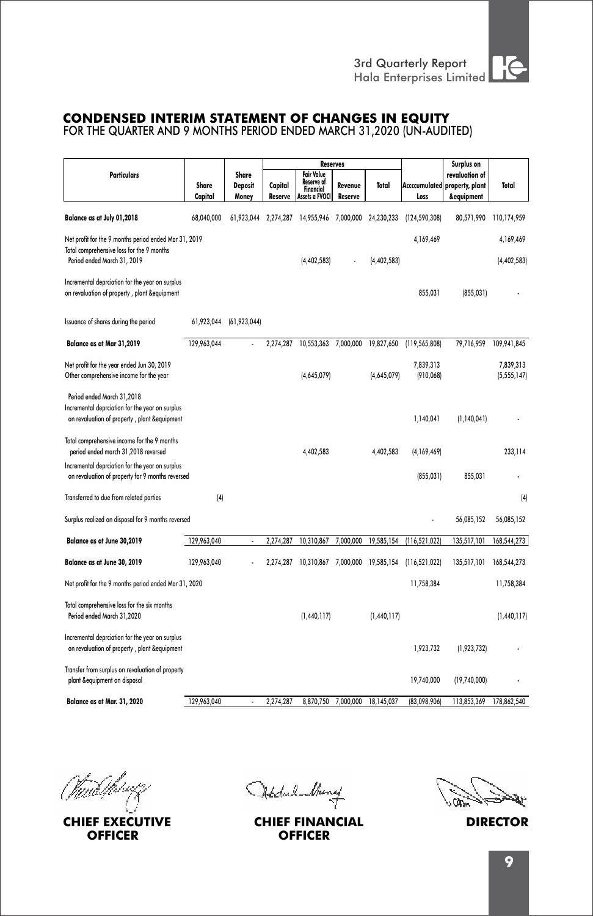# CONDENSED INTERIM STATEMENT OF CHANGES IN EQUITY
## FOR THE QUARTER AND 9 MONTHS PERIOD ENDED MARCH 31,2020 (UN-AUDITED)

| Particulars | Share Capital | Share Deposit Money | Reserves | | | | Acccumulated Loss | Surplus on revaluation of property, plant &equipment | Total |
|---|---|---|---|---|---|---|---|---|---|
| | | | Capital Reserve | Fair Value Reserve of Financial Assets a FVOCI | Revenue Reserve | Total | | | |
| **Balance as at July 01,2018** | 68,040,000 | 61,923,044 | 2,274,287 | 14,955,946 | 7,000,000 | 24,230,233 | (124,590,308) | 80,571,990 | 110,174,959 |
| Net profit for the 9 months period ended Mar 31, 2019 | | | | | | | 4,169,469 | | 4,169,469 |
| Total comprehensive loss for the 9 months Period ended March 31, 2019 | | | | (4,402,583) | - | (4,402,583) | | | (4,402,583) |
| Incremental deprciation for the year on surplus on revaluation of property , plant &equipment | | | | | | | 855,031 | (855,031) | - |
| Issuance of shares during the period | 61,923,044 | (61,923,044) | | | | | | | |
| **Balance as at Mar 31,2019** | 129,963,044 | - | 2,274,287 | 10,553,363 | 7,000,000 | 19,827,650 | (119,565,808) | 79,716,959 | 109,941,845 |
| Net profit for the year ended Jun 30, 2019 | | | | | | | 7,839,313 | | 7,839,313 |
| Other comprehensive income for the year | | | | (4,645,079) | | (4,645,079) | (910,068) | | (5,555,147) |
| Period ended March 31,2018 Incremental deprciation for the year on surplus on revaluation of property , plant &equipment | | | | | | | 1,140,041 | (1,140,041) | - |
| Total comprehensive income for the 9 months period ended march 31,2018 reversed | | | | 4,402,583 | | 4,402,583 | (4,169,469) | | 233,114 |
| Incremental deprciation for the year on surplus on revaluation of property for 9 months reversed | | | | | | | (855,031) | 855,031 | - |
| Transferred to due from related parties | (4) | | | | | | | | (4) |
| Surplus realized on disposal for 9 months reversed | | | | | | | - | 56,085,152 | 56,085,152 |
| **Balance as at June 30,2019** | 129,963,040 | - | 2,274,287 | 10,310,867 | 7,000,000 | 19,585,154 | (116,521,022) | 135,517,101 | 168,544,273 |
| **Balance as at June 30, 2019** | 129,963,040 | - | 2,274,287 | 10,310,867 | 7,000,000 | 19,585,154 | (116,521,022) | 135,517,101 | 168,544,273 |
| Net profit for the 9 months period ended Mar 31, 2020 | | | | | | | 11,758,384 | | 11,758,384 |
| Total comprehensive loss for the six months Period ended March 31,2020 | | | | (1,440,117) | | (1,440,117) | | | (1,440,117) |
| Incremental deprciation for the year on surplus on revaluation of property , plant &equipment | | | | | | | 1,923,732 | (1,923,732) | - |
| Transfer from surplus on revaluation of property plant &equipment on disposal | | | | | | | 19,740,000 | (19,740,000) | - |
| **Balance as at Mar. 31, 2020** | 129,963,040 | - | 2,274,287 | 8,870,750 | 7,000,000 | 18,145,037 | (83,098,906) | 113,853,369 | 178,862,540 |

**CHIEF EXECUTIVE OFFICER** **CHIEF FINANCIAL OFFICER** **DIRECTOR**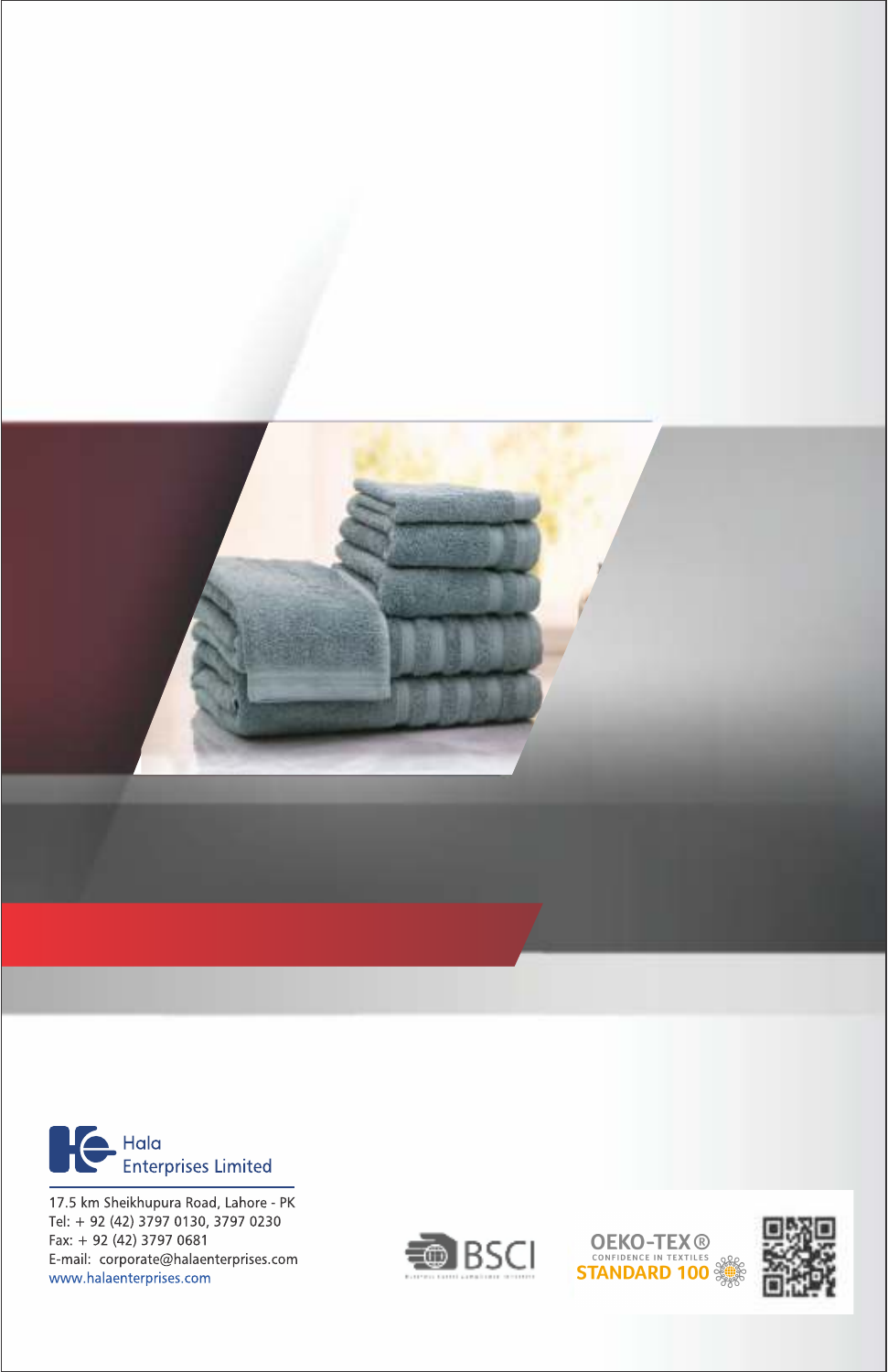Hala
Enterprises Limited

17.5 km Sheikhupura Road, Lahore - PK
Tel: + 92 (42) 3797 0130, 3797 0230
Fax: + 92 (42) 3797 0681
E-mail: corporate@halaenterprises.com
www.halaenterprises.com

BSCI

OEKO-TEX®
CONFIDENCE IN TEXTILES
STANDARD 100